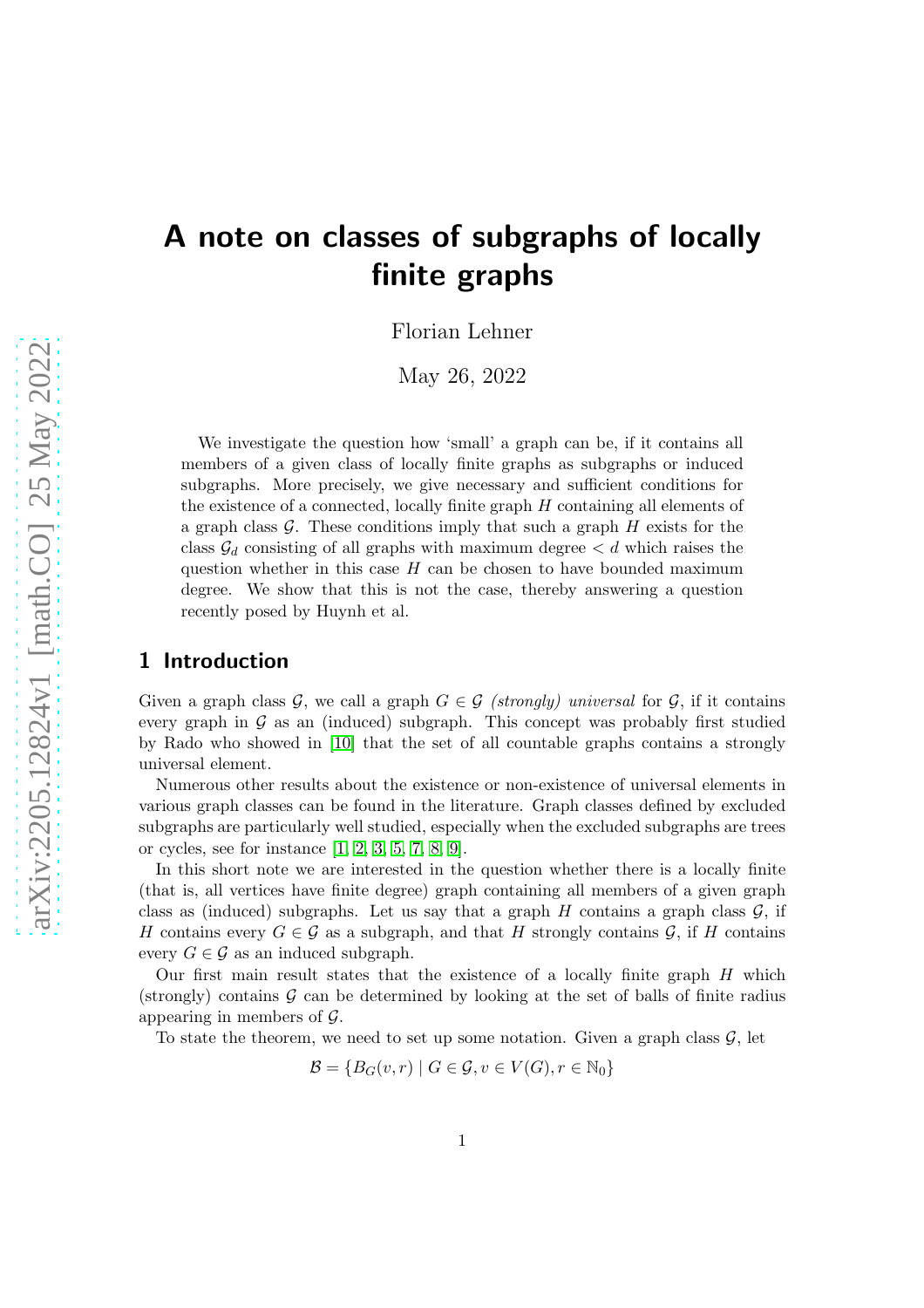# A note on classes of subgraphs of locally finite graphs

Florian Lehner

May 26, 2022

We investigate the question how 'small' a graph can be, if it contains all members of a given class of locally finite graphs as subgraphs or induced subgraphs. More precisely, we give necessary and sufficient conditions for the existence of a connected, locally finite graph $H$ containing all elements of a graph class $\mathcal{G}$. These conditions imply that such a graph $H$ exists for the class $\mathcal{G}_d$ consisting of all graphs with maximum degree $< d$ which raises the question whether in this case $H$ can be chosen to have bounded maximum degree. We show that this is not the case, thereby answering a question recently posed by Huynh et al.

## 1 Introduction

Given a graph class $\mathcal{G}$, we call a graph $G \in \mathcal{G}$ *(strongly) universal* for $\mathcal{G}$, if it contains every graph in $\mathcal{G}$ as an (induced) subgraph. This concept was probably first studied by Rado who showed in [10] that the set of all countable graphs contains a strongly universal element.

Numerous other results about the existence or non-existence of universal elements in various graph classes can be found in the literature. Graph classes defined by excluded subgraphs are particularly well studied, especially when the excluded subgraphs are trees or cycles, see for instance [1, 2, 3, 5, 7, 8, 9].

In this short note we are interested in the question whether there is a locally finite (that is, all vertices have finite degree) graph containing all members of a given graph class as (induced) subgraphs. Let us say that a graph $H$ contains a graph class $\mathcal{G}$, if $H$ contains every $G \in \mathcal{G}$ as a subgraph, and that $H$ strongly contains $\mathcal{G}$, if $H$ contains every $G \in \mathcal{G}$ as an induced subgraph.

Our first main result states that the existence of a locally finite graph $H$ which (strongly) contains $\mathcal{G}$ can be determined by looking at the set of balls of finite radius appearing in members of $\mathcal{G}$.

To state the theorem, we need to set up some notation. Given a graph class $\mathcal{G}$, let

$$\mathcal{B} = \{B_G(v, r) \mid G \in \mathcal{G}, v \in V(G), r \in \mathbb{N}_0\}$$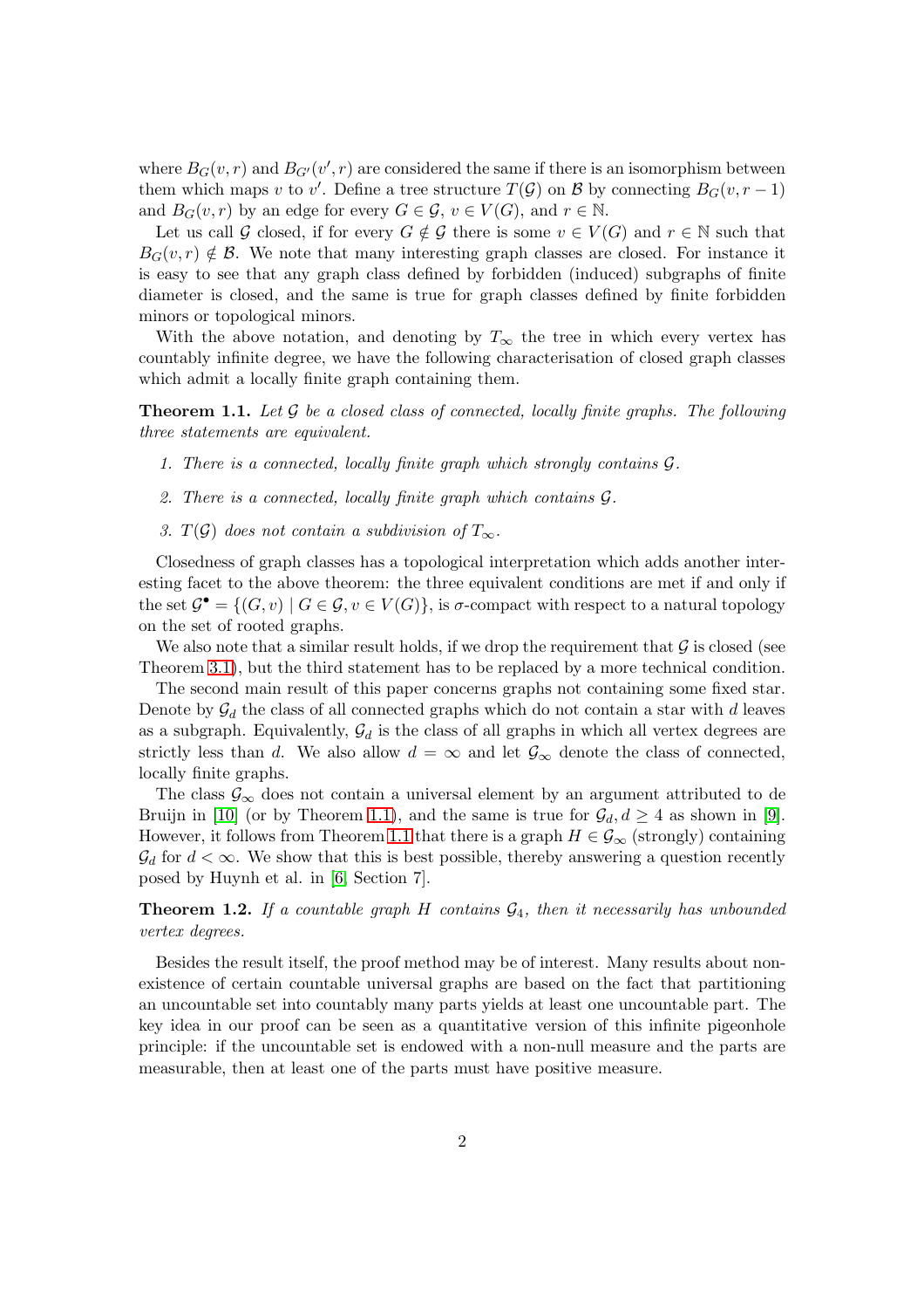where $B_G(v,r)$ and $B_{G'}(v',r)$ are considered the same if there is an isomorphism between them which maps $v$ to $v'$. Define a tree structure $T(\mathcal{G})$ on $\mathcal{B}$ by connecting $B_G(v, r-1)$ and $B_G(v,r)$ by an edge for every $G \in \mathcal{G}$, $v \in V(G)$, and $r \in \mathbb{N}$.

Let us call $\mathcal{G}$ closed, if for every $G \notin \mathcal{G}$ there is some $v \in V(G)$ and $r \in \mathbb{N}$ such that $B_G(v,r) \notin \mathcal{B}$. We note that many interesting graph classes are closed. For instance it is easy to see that any graph class defined by forbidden (induced) subgraphs of finite diameter is closed, and the same is true for graph classes defined by finite forbidden minors or topological minors.

With the above notation, and denoting by $T_\infty$ the tree in which every vertex has countably infinite degree, we have the following characterisation of closed graph classes which admit a locally finite graph containing them.

**Theorem 1.1.** *Let $\mathcal{G}$ be a closed class of connected, locally finite graphs. The following three statements are equivalent.*

1. *There is a connected, locally finite graph which strongly contains $\mathcal{G}$.*
2. *There is a connected, locally finite graph which contains $\mathcal{G}$.*
3. *$T(\mathcal{G})$ does not contain a subdivision of $T_\infty$.*

Closedness of graph classes has a topological interpretation which adds another interesting facet to the above theorem: the three equivalent conditions are met if and only if the set $\mathcal{G}^\bullet = \{(G,v) \mid G \in \mathcal{G}, v \in V(G)\}$, is $\sigma$-compact with respect to a natural topology on the set of rooted graphs.

We also note that a similar result holds, if we drop the requirement that $\mathcal{G}$ is closed (see Theorem 3.1), but the third statement has to be replaced by a more technical condition.

The second main result of this paper concerns graphs not containing some fixed star. Denote by $\mathcal{G}_d$ the class of all connected graphs which do not contain a star with $d$ leaves as a subgraph. Equivalently, $\mathcal{G}_d$ is the class of all graphs in which all vertex degrees are strictly less than $d$. We also allow $d = \infty$ and let $\mathcal{G}_\infty$ denote the class of connected, locally finite graphs.

The class $\mathcal{G}_\infty$ does not contain a universal element by an argument attributed to de Bruijn in [10] (or by Theorem 1.1), and the same is true for $\mathcal{G}_d, d \geq 4$ as shown in [9]. However, it follows from Theorem 1.1 that there is a graph $H \in \mathcal{G}_\infty$ (strongly) containing $\mathcal{G}_d$ for $d < \infty$. We show that this is best possible, thereby answering a question recently posed by Huynh et al. in [6, Section 7].

**Theorem 1.2.** *If a countable graph $H$ contains $\mathcal{G}_4$, then it necessarily has unbounded vertex degrees.*

Besides the result itself, the proof method may be of interest. Many results about non-existence of certain countable universal graphs are based on the fact that partitioning an uncountable set into countably many parts yields at least one uncountable part. The key idea in our proof can be seen as a quantitative version of this infinite pigeonhole principle: if the uncountable set is endowed with a non-null measure and the parts are measurable, then at least one of the parts must have positive measure.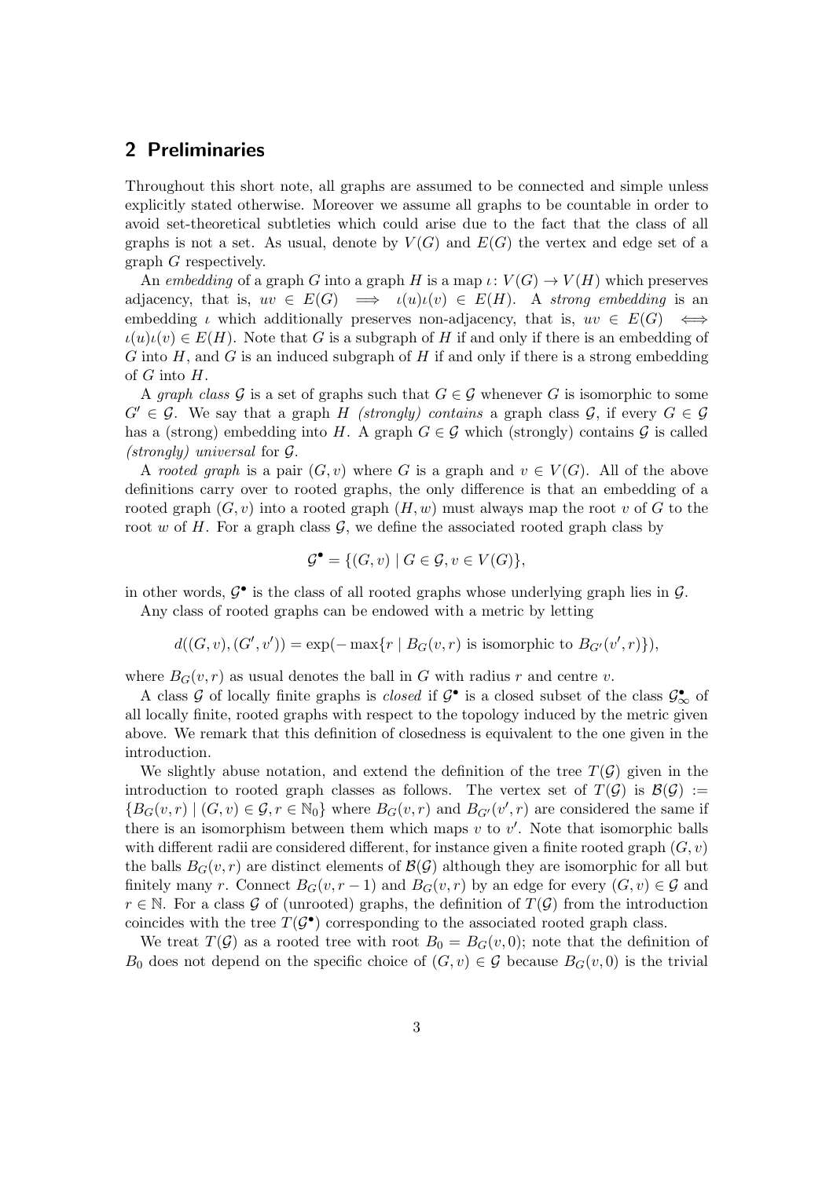## 2 Preliminaries

Throughout this short note, all graphs are assumed to be connected and simple unless explicitly stated otherwise. Moreover we assume all graphs to be countable in order to avoid set-theoretical subtleties which could arise due to the fact that the class of all graphs is not a set. As usual, denote by $V(G)$ and $E(G)$ the vertex and edge set of a graph $G$ respectively.

An *embedding* of a graph $G$ into a graph $H$ is a map $\iota\colon V(G) \to V(H)$ which preserves adjacency, that is, $uv \in E(G) \implies \iota(u)\iota(v) \in E(H)$. A *strong embedding* is an embedding $\iota$ which additionally preserves non-adjacency, that is, $uv \in E(G) \iff \iota(u)\iota(v) \in E(H)$. Note that $G$ is a subgraph of $H$ if and only if there is an embedding of $G$ into $H$, and $G$ is an induced subgraph of $H$ if and only if there is a strong embedding of $G$ into $H$.

A *graph class* $\mathcal{G}$ is a set of graphs such that $G \in \mathcal{G}$ whenever $G$ is isomorphic to some $G' \in \mathcal{G}$. We say that a graph $H$ *(strongly) contains* a graph class $\mathcal{G}$, if every $G \in \mathcal{G}$ has a (strong) embedding into $H$. A graph $G \in \mathcal{G}$ which (strongly) contains $\mathcal{G}$ is called *(strongly) universal* for $\mathcal{G}$.

A *rooted graph* is a pair $(G, v)$ where $G$ is a graph and $v \in V(G)$. All of the above definitions carry over to rooted graphs, the only difference is that an embedding of a rooted graph $(G, v)$ into a rooted graph $(H, w)$ must always map the root $v$ of $G$ to the root $w$ of $H$. For a graph class $\mathcal{G}$, we define the associated rooted graph class by

$$\mathcal{G}^\bullet = \{(G, v) \mid G \in \mathcal{G}, v \in V(G)\},$$

in other words, $\mathcal{G}^\bullet$ is the class of all rooted graphs whose underlying graph lies in $\mathcal{G}$.

Any class of rooted graphs can be endowed with a metric by letting

$$d((G, v), (G', v')) = \exp(-\max\{r \mid B_G(v, r) \text{ is isomorphic to } B_{G'}(v', r)\}),$$

where $B_G(v, r)$ as usual denotes the ball in $G$ with radius $r$ and centre $v$.

A class $\mathcal{G}$ of locally finite graphs is *closed* if $\mathcal{G}^\bullet$ is a closed subset of the class $\mathcal{G}_\infty^\bullet$ of all locally finite, rooted graphs with respect to the topology induced by the metric given above. We remark that this definition of closedness is equivalent to the one given in the introduction.

We slightly abuse notation, and extend the definition of the tree $T(\mathcal{G})$ given in the introduction to rooted graph classes as follows. The vertex set of $T(\mathcal{G})$ is $\mathcal{B}(\mathcal{G}) := \{B_G(v, r) \mid (G, v) \in \mathcal{G}, r \in \mathbb{N}_0\}$ where $B_G(v, r)$ and $B_{G'}(v', r)$ are considered the same if there is an isomorphism between them which maps $v$ to $v'$. Note that isomorphic balls with different radii are considered different, for instance given a finite rooted graph $(G, v)$ the balls $B_G(v, r)$ are distinct elements of $\mathcal{B}(\mathcal{G})$ although they are isomorphic for all but finitely many $r$. Connect $B_G(v, r - 1)$ and $B_G(v, r)$ by an edge for every $(G, v) \in \mathcal{G}$ and $r \in \mathbb{N}$. For a class $\mathcal{G}$ of (unrooted) graphs, the definition of $T(\mathcal{G})$ from the introduction coincides with the tree $T(\mathcal{G}^\bullet)$ corresponding to the associated rooted graph class.

We treat $T(\mathcal{G})$ as a rooted tree with root $B_0 = B_G(v, 0)$; note that the definition of $B_0$ does not depend on the specific choice of $(G, v) \in \mathcal{G}$ because $B_G(v, 0)$ is the trivial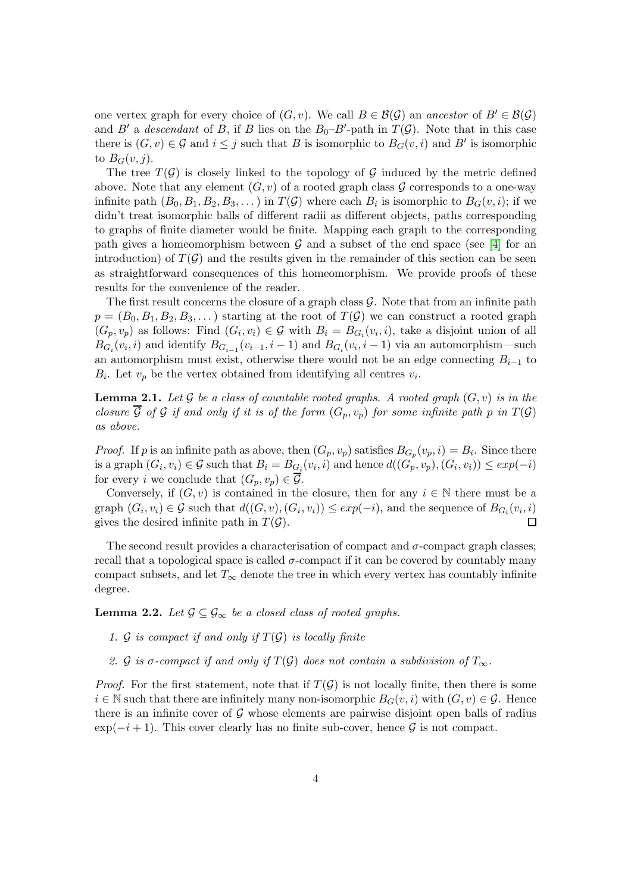one vertex graph for every choice of $(G, v)$. We call $B \in \mathcal{B}(\mathcal{G})$ an *ancestor* of $B' \in \mathcal{B}(\mathcal{G})$ and $B'$ a *descendant* of $B$, if $B$ lies on the $B_0$–$B'$-path in $T(\mathcal{G})$. Note that in this case there is $(G, v) \in \mathcal{G}$ and $i \leq j$ such that $B$ is isomorphic to $B_G(v, i)$ and $B'$ is isomorphic to $B_G(v, j)$.

The tree $T(\mathcal{G})$ is closely linked to the topology of $\mathcal{G}$ induced by the metric defined above. Note that any element $(G, v)$ of a rooted graph class $\mathcal{G}$ corresponds to a one-way infinite path $(B_0, B_1, B_2, B_3, \dots)$ in $T(\mathcal{G})$ where each $B_i$ is isomorphic to $B_G(v, i)$; if we didn't treat isomorphic balls of different radii as different objects, paths corresponding to graphs of finite diameter would be finite. Mapping each graph to the corresponding path gives a homeomorphism between $\mathcal{G}$ and a subset of the end space (see [4] for an introduction) of $T(\mathcal{G})$ and the results given in the remainder of this section can be seen as straightforward consequences of this homeomorphism. We provide proofs of these results for the convenience of the reader.

The first result concerns the closure of a graph class $\mathcal{G}$. Note that from an infinite path $p = (B_0, B_1, B_2, B_3, \dots)$ starting at the root of $T(\mathcal{G})$ we can construct a rooted graph $(G_p, v_p)$ as follows: Find $(G_i, v_i) \in \mathcal{G}$ with $B_i = B_{G_i}(v_i, i)$, take a disjoint union of all $B_{G_i}(v_i, i)$ and identify $B_{G_{i-1}}(v_{i-1}, i-1)$ and $B_{G_i}(v_i, i-1)$ via an automorphism—such an automorphism must exist, otherwise there would not be an edge connecting $B_{i-1}$ to $B_i$. Let $v_p$ be the vertex obtained from identifying all centres $v_i$.

**Lemma 2.1.** *Let $\mathcal{G}$ be a class of countable rooted graphs. A rooted graph $(G, v)$ is in the closure $\overline{\mathcal{G}}$ of $\mathcal{G}$ if and only if it is of the form $(G_p, v_p)$ for some infinite path $p$ in $T(\mathcal{G})$ as above.*

*Proof.* If $p$ is an infinite path as above, then $(G_p, v_p)$ satisfies $B_{G_p}(v_p, i) = B_i$. Since there is a graph $(G_i, v_i) \in \mathcal{G}$ such that $B_i = B_{G_i}(v_i, i)$ and hence $d((G_p, v_p), (G_i, v_i)) \leq exp(-i)$ for every $i$ we conclude that $(G_p, v_p) \in \overline{\mathcal{G}}$.

Conversely, if $(G, v)$ is contained in the closure, then for any $i \in \mathbb{N}$ there must be a graph $(G_i, v_i) \in \mathcal{G}$ such that $d((G, v), (G_i, v_i)) \leq exp(-i)$, and the sequence of $B_{G_i}(v_i, i)$ gives the desired infinite path in $T(\mathcal{G})$. □

The second result provides a characterisation of compact and $\sigma$-compact graph classes; recall that a topological space is called $\sigma$-compact if it can be covered by countably many compact subsets, and let $T_\infty$ denote the tree in which every vertex has countably infinite degree.

**Lemma 2.2.** *Let $\mathcal{G} \subseteq \mathcal{G}_\infty$ be a closed class of rooted graphs.*

1. *$\mathcal{G}$ is compact if and only if $T(\mathcal{G})$ is locally finite*
2. *$\mathcal{G}$ is $\sigma$-compact if and only if $T(\mathcal{G})$ does not contain a subdivision of $T_\infty$.*

*Proof.* For the first statement, note that if $T(\mathcal{G})$ is not locally finite, then there is some $i \in \mathbb{N}$ such that there are infinitely many non-isomorphic $B_G(v, i)$ with $(G, v) \in \mathcal{G}$. Hence there is an infinite cover of $\mathcal{G}$ whose elements are pairwise disjoint open balls of radius $\exp(-i + 1)$. This cover clearly has no finite sub-cover, hence $\mathcal{G}$ is not compact.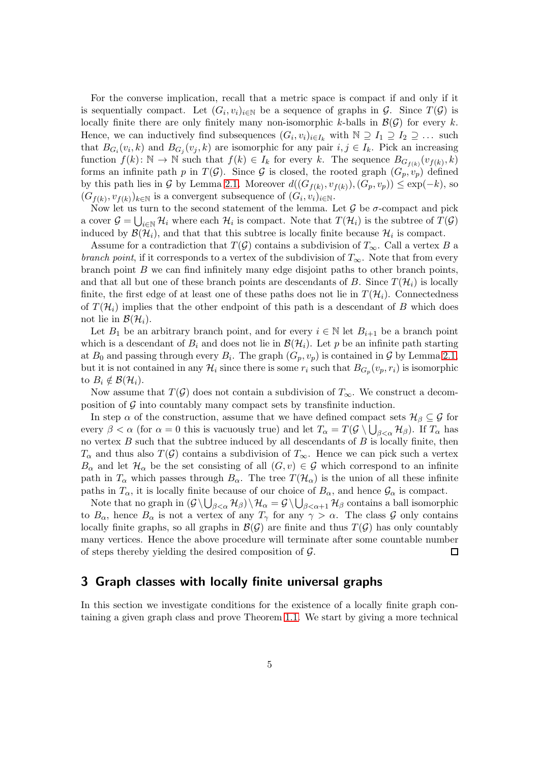For the converse implication, recall that a metric space is compact if and only if it is sequentially compact. Let $(G_i, v_i)_{i\in\mathbb{N}}$ be a sequence of graphs in $\mathcal{G}$. Since $T(\mathcal{G})$ is locally finite there are only finitely many non-isomorphic $k$-balls in $\mathcal{B}(\mathcal{G})$ for every $k$. Hence, we can inductively find subsequences $(G_i, v_i)_{i\in I_k}$ with $\mathbb{N} \supseteq I_1 \supseteq I_2 \supseteq \dots$ such that $B_{G_i}(v_i, k)$ and $B_{G_j}(v_j, k)$ are isomorphic for any pair $i, j \in I_k$. Pick an increasing function $f(k)\colon \mathbb{N} \to \mathbb{N}$ such that $f(k) \in I_k$ for every $k$. The sequence $B_{G_{f(k)}}(v_{f(k)}, k)$ forms an infinite path $p$ in $T(\mathcal{G})$. Since $\mathcal{G}$ is closed, the rooted graph $(G_p, v_p)$ defined by this path lies in $\mathcal{G}$ by Lemma 2.1. Moreover $d((G_{f(k)}, v_{f(k)}), (G_p, v_p)) \leq \exp(-k)$, so $(G_{f(k)}, v_{f(k)})_{k\in\mathbb{N}}$ is a convergent subsequence of $(G_i, v_i)_{i\in\mathbb{N}}$.

Now let us turn to the second statement of the lemma. Let $\mathcal{G}$ be $\sigma$-compact and pick a cover $\mathcal{G} = \bigcup_{i\in\mathbb{N}} \mathcal{H}_i$ where each $\mathcal{H}_i$ is compact. Note that $T(\mathcal{H}_i)$ is the subtree of $T(\mathcal{G})$ induced by $\mathcal{B}(\mathcal{H}_i)$, and that that this subtree is locally finite because $\mathcal{H}_i$ is compact.

Assume for a contradiction that $T(\mathcal{G})$ contains a subdivision of $T_\infty$. Call a vertex $B$ a *branch point*, if it corresponds to a vertex of the subdivision of $T_\infty$. Note that from every branch point $B$ we can find infinitely many edge disjoint paths to other branch points, and that all but one of these branch points are descendants of $B$. Since $T(\mathcal{H}_i)$ is locally finite, the first edge of at least one of these paths does not lie in $T(\mathcal{H}_i)$. Connectedness of $T(\mathcal{H}_i)$ implies that the other endpoint of this path is a descendant of $B$ which does not lie in $\mathcal{B}(\mathcal{H}_i)$.

Let $B_1$ be an arbitrary branch point, and for every $i \in \mathbb{N}$ let $B_{i+1}$ be a branch point which is a descendant of $B_i$ and does not lie in $\mathcal{B}(\mathcal{H}_i)$. Let $p$ be an infinite path starting at $B_0$ and passing through every $B_i$. The graph $(G_p, v_p)$ is contained in $\mathcal{G}$ by Lemma 2.1, but it is not contained in any $\mathcal{H}_i$ since there is some $r_i$ such that $B_{G_p}(v_p, r_i)$ is isomorphic to $B_i \notin \mathcal{B}(\mathcal{H}_i)$.

Now assume that $T(\mathcal{G})$ does not contain a subdivision of $T_\infty$. We construct a decomposition of $\mathcal{G}$ into countably many compact sets by transfinite induction.

In step $\alpha$ of the construction, assume that we have defined compact sets $\mathcal{H}_\beta \subseteq \mathcal{G}$ for every $\beta < \alpha$ (for $\alpha = 0$ this is vacuously true) and let $T_\alpha = T(\mathcal{G} \setminus \bigcup_{\beta<\alpha} \mathcal{H}_\beta)$. If $T_\alpha$ has no vertex $B$ such that the subtree induced by all descendants of $B$ is locally finite, then $T_\alpha$ and thus also $T(\mathcal{G})$ contains a subdivision of $T_\infty$. Hence we can pick such a vertex $B_\alpha$ and let $\mathcal{H}_\alpha$ be the set consisting of all $(G, v) \in \mathcal{G}$ which correspond to an infinite path in $T_\alpha$ which passes through $B_\alpha$. The tree $T(\mathcal{H}_\alpha)$ is the union of all these infinite paths in $T_\alpha$, it is locally finite because of our choice of $B_\alpha$, and hence $\mathcal{G}_\alpha$ is compact.

Note that no graph in $(\mathcal{G} \setminus \bigcup_{\beta<\alpha} \mathcal{H}_\beta) \setminus \mathcal{H}_\alpha = \mathcal{G} \setminus \bigcup_{\beta<\alpha+1} \mathcal{H}_\beta$ contains a ball isomorphic to $B_\alpha$, hence $B_\alpha$ is not a vertex of any $T_\gamma$ for any $\gamma > \alpha$. The class $\mathcal{G}$ only contains locally finite graphs, so all graphs in $\mathcal{B}(\mathcal{G})$ are finite and thus $T(\mathcal{G})$ has only countably many vertices. Hence the above procedure will terminate after some countable number of steps thereby yielding the desired composition of $\mathcal{G}$. □

## 3 Graph classes with locally finite universal graphs

In this section we investigate conditions for the existence of a locally finite graph containing a given graph class and prove Theorem 1.1. We start by giving a more technical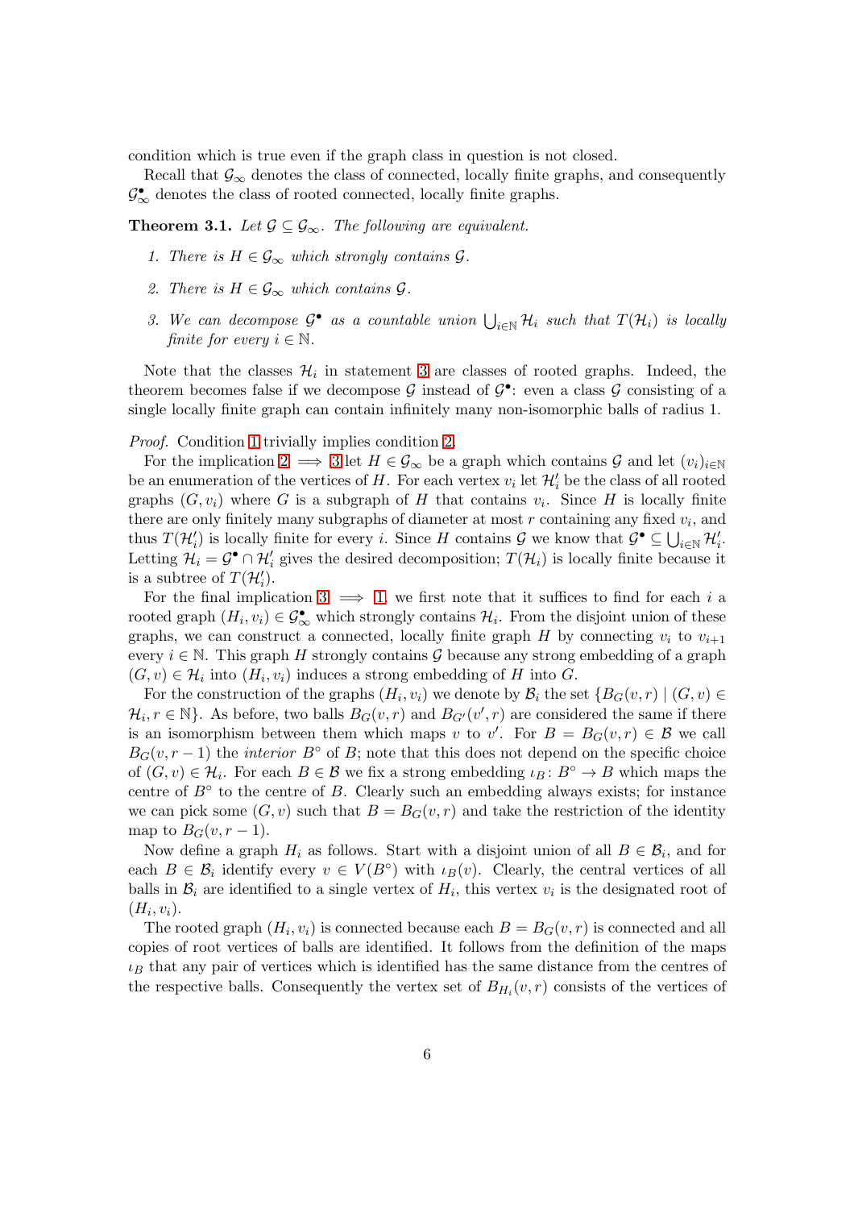condition which is true even if the graph class in question is not closed.

Recall that $\mathcal{G}_\infty$ denotes the class of connected, locally finite graphs, and consequently $\mathcal{G}_\infty^\bullet$ denotes the class of rooted connected, locally finite graphs.

**Theorem 3.1.** *Let $\mathcal{G} \subseteq \mathcal{G}_\infty$. The following are equivalent.*

1. *There is $H \in \mathcal{G}_\infty$ which strongly contains $\mathcal{G}$.*
2. *There is $H \in \mathcal{G}_\infty$ which contains $\mathcal{G}$.*
3. *We can decompose $\mathcal{G}^\bullet$ as a countable union $\bigcup_{i \in \mathbb{N}} \mathcal{H}_i$ such that $T(\mathcal{H}_i)$ is locally finite for every $i \in \mathbb{N}$.*

Note that the classes $\mathcal{H}_i$ in statement 3 are classes of rooted graphs. Indeed, the theorem becomes false if we decompose $\mathcal{G}$ instead of $\mathcal{G}^\bullet$: even a class $\mathcal{G}$ consisting of a single locally finite graph can contain infinitely many non-isomorphic balls of radius 1.

*Proof.* Condition 1 trivially implies condition 2.

For the implication 2 $\implies$ 3 let $H \in \mathcal{G}_\infty$ be a graph which contains $\mathcal{G}$ and let $(v_i)_{i\in\mathbb{N}}$ be an enumeration of the vertices of $H$. For each vertex $v_i$ let $\mathcal{H}'_i$ be the class of all rooted graphs $(G, v_i)$ where $G$ is a subgraph of $H$ that contains $v_i$. Since $H$ is locally finite there are only finitely many subgraphs of diameter at most $r$ containing any fixed $v_i$, and thus $T(\mathcal{H}'_i)$ is locally finite for every $i$. Since $H$ contains $\mathcal{G}$ we know that $\mathcal{G}^\bullet \subseteq \bigcup_{i\in\mathbb{N}} \mathcal{H}'_i$. Letting $\mathcal{H}_i = \mathcal{G}^\bullet \cap \mathcal{H}'_i$ gives the desired decomposition; $T(\mathcal{H}_i)$ is locally finite because it is a subtree of $T(\mathcal{H}'_i)$.

For the final implication 3 $\implies$ 1, we first note that it suffices to find for each $i$ a rooted graph $(H_i, v_i) \in \mathcal{G}_\infty^\bullet$ which strongly contains $\mathcal{H}_i$. From the disjoint union of these graphs, we can construct a connected, locally finite graph $H$ by connecting $v_i$ to $v_{i+1}$ every $i \in \mathbb{N}$. This graph $H$ strongly contains $\mathcal{G}$ because any strong embedding of a graph $(G, v) \in \mathcal{H}_i$ into $(H_i, v_i)$ induces a strong embedding of $H$ into $G$.

For the construction of the graphs $(H_i, v_i)$ we denote by $\mathcal{B}_i$ the set $\{B_G(v, r) \mid (G, v) \in \mathcal{H}_i, r \in \mathbb{N}\}$. As before, two balls $B_G(v, r)$ and $B_{G'}(v', r)$ are considered the same if there is an isomorphism between them which maps $v$ to $v'$. For $B = B_G(v, r) \in \mathcal{B}$ we call $B_G(v, r-1)$ the *interior* $B^\circ$ of $B$; note that this does not depend on the specific choice of $(G, v) \in \mathcal{H}_i$. For each $B \in \mathcal{B}$ we fix a strong embedding $\iota_B \colon B^\circ \to B$ which maps the centre of $B^\circ$ to the centre of $B$. Clearly such an embedding always exists; for instance we can pick some $(G, v)$ such that $B = B_G(v, r)$ and take the restriction of the identity map to $B_G(v, r-1)$.

Now define a graph $H_i$ as follows. Start with a disjoint union of all $B \in \mathcal{B}_i$, and for each $B \in \mathcal{B}_i$ identify every $v \in V(B^\circ)$ with $\iota_B(v)$. Clearly, the central vertices of all balls in $\mathcal{B}_i$ are identified to a single vertex of $H_i$, this vertex $v_i$ is the designated root of $(H_i, v_i)$.

The rooted graph $(H_i, v_i)$ is connected because each $B = B_G(v, r)$ is connected and all copies of root vertices of balls are identified. It follows from the definition of the maps $\iota_B$ that any pair of vertices which is identified has the same distance from the centres of the respective balls. Consequently the vertex set of $B_{H_i}(v, r)$ consists of the vertices of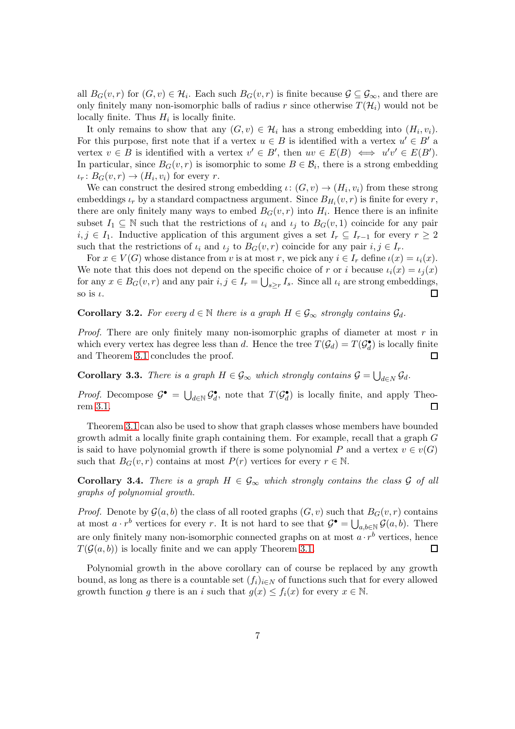all $B_G(v,r)$ for $(G,v) \in \mathcal{H}_i$. Each such $B_G(v,r)$ is finite because $\mathcal{G} \subseteq \mathcal{G}_\infty$, and there are only finitely many non-isomorphic balls of radius $r$ since otherwise $T(\mathcal{H}_i)$ would not be locally finite. Thus $H_i$ is locally finite.

It only remains to show that any $(G,v) \in \mathcal{H}_i$ has a strong embedding into $(H_i, v_i)$. For this purpose, first note that if a vertex $u \in B$ is identified with a vertex $u' \in B'$ a vertex $v \in B$ is identified with a vertex $v' \in B'$, then $uv \in E(B) \iff u'v' \in E(B')$. In particular, since $B_G(v,r)$ is isomorphic to some $B \in \mathcal{B}_i$, there is a strong embedding $\iota_r \colon B_G(v,r) \to (H_i, v_i)$ for every $r$.

We can construct the desired strong embedding $\iota\colon (G,v) \to (H_i, v_i)$ from these strong embeddings $\iota_r$ by a standard compactness argument. Since $B_{H_i}(v,r)$ is finite for every $r$, there are only finitely many ways to embed $B_G(v,r)$ into $H_i$. Hence there is an infinite subset $I_1 \subseteq \mathbb{N}$ such that the restrictions of $\iota_i$ and $\iota_j$ to $B_G(v,1)$ coincide for any pair $i,j \in I_1$. Inductive application of this argument gives a set $I_r \subseteq I_{r-1}$ for every $r \geq 2$ such that the restrictions of $\iota_i$ and $\iota_j$ to $B_G(v,r)$ coincide for any pair $i,j \in I_r$.

For $x \in V(G)$ whose distance from $v$ is at most $r$, we pick any $i \in I_r$ define $\iota(x) = \iota_i(x)$. We note that this does not depend on the specific choice of $r$ or $i$ because $\iota_i(x) = \iota_j(x)$ for any $x \in B_G(v,r)$ and any pair $i,j \in I_r = \bigcup_{s \geq r} I_s$. Since all $\iota_i$ are strong embeddings, so is $\iota$. $\square$

**Corollary 3.2.** *For every $d \in \mathbb{N}$ there is a graph $H \in \mathcal{G}_\infty$ strongly contains $\mathcal{G}_d$.*

*Proof.* There are only finitely many non-isomorphic graphs of diameter at most $r$ in which every vertex has degree less than $d$. Hence the tree $T(\mathcal{G}_d) = T(\mathcal{G}_d^\bullet)$ is locally finite and Theorem 3.1 concludes the proof. $\square$

**Corollary 3.3.** *There is a graph $H \in \mathcal{G}_\infty$ which strongly contains $\mathcal{G} = \bigcup_{d \in N} \mathcal{G}_d$.*

*Proof.* Decompose $\mathcal{G}^\bullet = \bigcup_{d \in \mathbb{N}} \mathcal{G}_d^\bullet$, note that $T(\mathcal{G}_d^\bullet)$ is locally finite, and apply Theorem 3.1. $\square$

Theorem 3.1 can also be used to show that graph classes whose members have bounded growth admit a locally finite graph containing them. For example, recall that a graph $G$ is said to have polynomial growth if there is some polynomial $P$ and a vertex $v \in v(G)$ such that $B_G(v,r)$ contains at most $P(r)$ vertices for every $r \in \mathbb{N}$.

**Corollary 3.4.** *There is a graph $H \in \mathcal{G}_\infty$ which strongly contains the class $\mathcal{G}$ of all graphs of polynomial growth.*

*Proof.* Denote by $\mathcal{G}(a,b)$ the class of all rooted graphs $(G,v)$ such that $B_G(v,r)$ contains at most $a \cdot r^b$ vertices for every $r$. It is not hard to see that $\mathcal{G}^\bullet = \bigcup_{a,b \in \mathbb{N}} \mathcal{G}(a,b)$. There are only finitely many non-isomorphic connected graphs on at most $a \cdot r^b$ vertices, hence $T(\mathcal{G}(a,b))$ is locally finite and we can apply Theorem 3.1. $\square$

Polynomial growth in the above corollary can of course be replaced by any growth bound, as long as there is a countable set $(f_i)_{i \in N}$ of functions such that for every allowed growth function $g$ there is an $i$ such that $g(x) \leq f_i(x)$ for every $x \in \mathbb{N}$.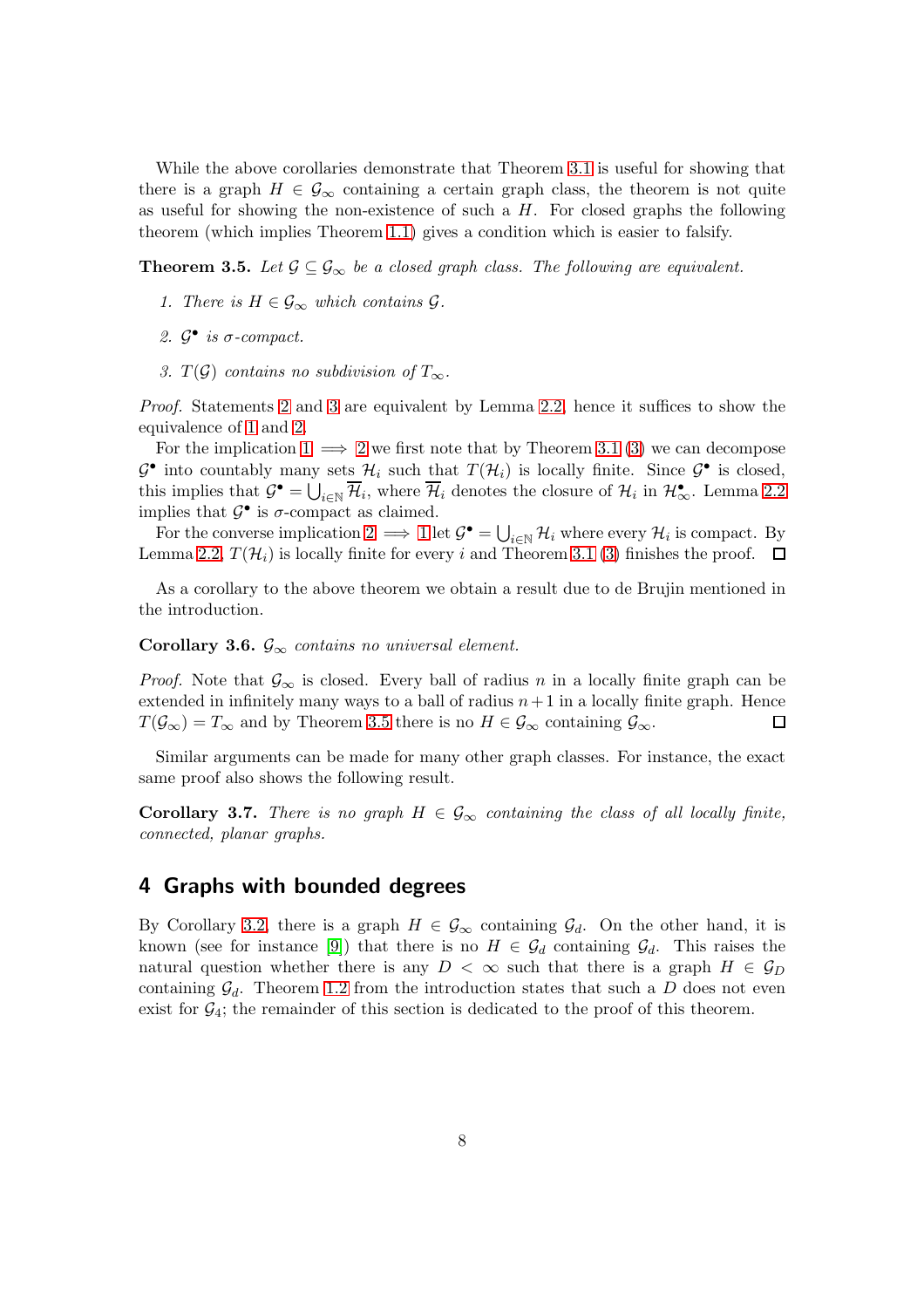While the above corollaries demonstrate that Theorem 3.1 is useful for showing that there is a graph $H \in \mathcal{G}_\infty$ containing a certain graph class, the theorem is not quite as useful for showing the non-existence of such a $H$. For closed graphs the following theorem (which implies Theorem 1.1) gives a condition which is easier to falsify.

**Theorem 3.5.** *Let $\mathcal{G} \subseteq \mathcal{G}_\infty$ be a closed graph class. The following are equivalent.*

1. *There is $H \in \mathcal{G}_\infty$ which contains $\mathcal{G}$.*
2. *$\mathcal{G}^\bullet$ is $\sigma$-compact.*
3. *$T(\mathcal{G})$ contains no subdivision of $T_\infty$.*

*Proof.* Statements 2 and 3 are equivalent by Lemma 2.2, hence it suffices to show the equivalence of 1 and 2.

For the implication 1 $\implies$ 2 we first note that by Theorem 3.1 (3) we can decompose $\mathcal{G}^\bullet$ into countably many sets $\mathcal{H}_i$ such that $T(\mathcal{H}_i)$ is locally finite. Since $\mathcal{G}^\bullet$ is closed, this implies that $\mathcal{G}^\bullet = \bigcup_{i\in\mathbb{N}} \overline{\mathcal{H}}_i$, where $\overline{\mathcal{H}}_i$ denotes the closure of $\mathcal{H}_i$ in $\mathcal{H}_\infty^\bullet$. Lemma 2.2 implies that $\mathcal{G}^\bullet$ is $\sigma$-compact as claimed.

For the converse implication 2 $\implies$ 1 let $\mathcal{G}^\bullet = \bigcup_{i\in\mathbb{N}} \mathcal{H}_i$ where every $\mathcal{H}_i$ is compact. By Lemma 2.2, $T(\mathcal{H}_i)$ is locally finite for every $i$ and Theorem 3.1 (3) finishes the proof. $\square$

As a corollary to the above theorem we obtain a result due to de Brujin mentioned in the introduction.

**Corollary 3.6.** *$\mathcal{G}_\infty$ contains no universal element.*

*Proof.* Note that $\mathcal{G}_\infty$ is closed. Every ball of radius $n$ in a locally finite graph can be extended in infinitely many ways to a ball of radius $n+1$ in a locally finite graph. Hence $T(\mathcal{G}_\infty) = T_\infty$ and by Theorem 3.5 there is no $H \in \mathcal{G}_\infty$ containing $\mathcal{G}_\infty$. $\square$

Similar arguments can be made for many other graph classes. For instance, the exact same proof also shows the following result.

**Corollary 3.7.** *There is no graph $H \in \mathcal{G}_\infty$ containing the class of all locally finite, connected, planar graphs.*

## 4 Graphs with bounded degrees

By Corollary 3.2, there is a graph $H \in \mathcal{G}_\infty$ containing $\mathcal{G}_d$. On the other hand, it is known (see for instance [9]) that there is no $H \in \mathcal{G}_d$ containing $\mathcal{G}_d$. This raises the natural question whether there is any $D < \infty$ such that there is a graph $H \in \mathcal{G}_D$ containing $\mathcal{G}_d$. Theorem 1.2 from the introduction states that such a $D$ does not even exist for $\mathcal{G}_4$; the remainder of this section is dedicated to the proof of this theorem.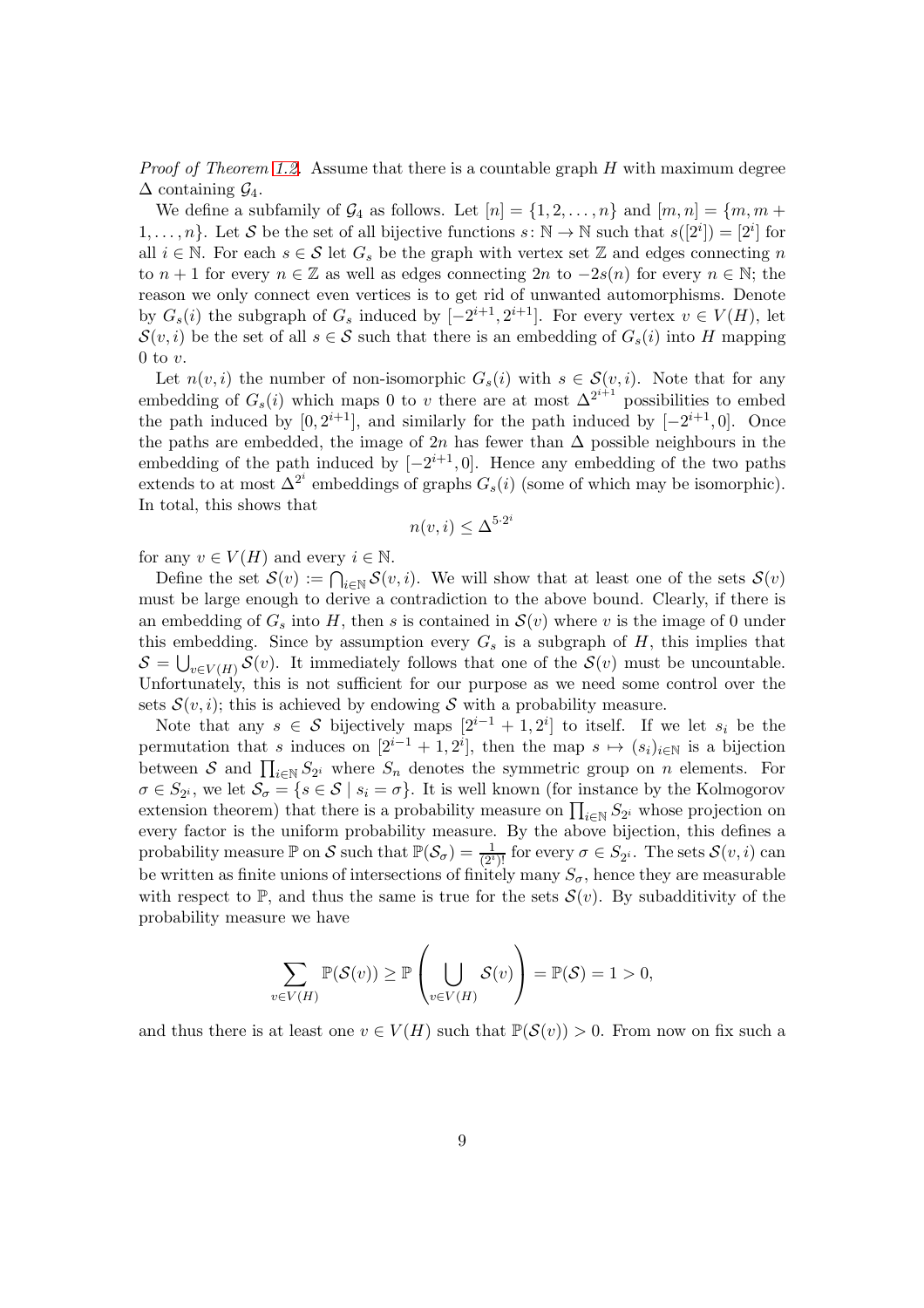*Proof of Theorem 1.2.* Assume that there is a countable graph $H$ with maximum degree $\Delta$ containing $\mathcal{G}_4$.

We define a subfamily of $\mathcal{G}_4$ as follows. Let $[n] = \{1, 2, \ldots, n\}$ and $[m, n] = \{m, m + 1, \ldots, n\}$. Let $\mathcal{S}$ be the set of all bijective functions $s \colon \mathbb{N} \to \mathbb{N}$ such that $s([2^i]) = [2^i]$ for all $i \in \mathbb{N}$. For each $s \in \mathcal{S}$ let $G_s$ be the graph with vertex set $\mathbb{Z}$ and edges connecting $n$ to $n+1$ for every $n \in \mathbb{Z}$ as well as edges connecting $2n$ to $-2s(n)$ for every $n \in \mathbb{N}$; the reason we only connect even vertices is to get rid of unwanted automorphisms. Denote by $G_s(i)$ the subgraph of $G_s$ induced by $[-2^{i+1}, 2^{i+1}]$. For every vertex $v \in V(H)$, let $\mathcal{S}(v, i)$ be the set of all $s \in \mathcal{S}$ such that there is an embedding of $G_s(i)$ into $H$ mapping $0$ to $v$.

Let $n(v, i)$ the number of non-isomorphic $G_s(i)$ with $s \in \mathcal{S}(v, i)$. Note that for any embedding of $G_s(i)$ which maps $0$ to $v$ there are at most $\Delta^{2^{i+1}}$ possibilities to embed the path induced by $[0, 2^{i+1}]$, and similarly for the path induced by $[-2^{i+1}, 0]$. Once the paths are embedded, the image of $2n$ has fewer than $\Delta$ possible neighbours in the embedding of the path induced by $[-2^{i+1}, 0]$. Hence any embedding of the two paths extends to at most $\Delta^{2^i}$ embeddings of graphs $G_s(i)$ (some of which may be isomorphic). In total, this shows that

$$n(v, i) \leq \Delta^{5 \cdot 2^i}$$

for any $v \in V(H)$ and every $i \in \mathbb{N}$.

Define the set $\mathcal{S}(v) := \bigcap_{i \in \mathbb{N}} \mathcal{S}(v, i)$. We will show that at least one of the sets $\mathcal{S}(v)$ must be large enough to derive a contradiction to the above bound. Clearly, if there is an embedding of $G_s$ into $H$, then $s$ is contained in $\mathcal{S}(v)$ where $v$ is the image of $0$ under this embedding. Since by assumption every $G_s$ is a subgraph of $H$, this implies that $\mathcal{S} = \bigcup_{v \in V(H)} \mathcal{S}(v)$. It immediately follows that one of the $\mathcal{S}(v)$ must be uncountable. Unfortunately, this is not sufficient for our purpose as we need some control over the sets $\mathcal{S}(v, i)$; this is achieved by endowing $\mathcal{S}$ with a probability measure.

Note that any $s \in \mathcal{S}$ bijectively maps $[2^{i-1} + 1, 2^i]$ to itself. If we let $s_i$ be the permutation that $s$ induces on $[2^{i-1} + 1, 2^i]$, then the map $s \mapsto (s_i)_{i \in \mathbb{N}}$ is a bijection between $\mathcal{S}$ and $\prod_{i \in \mathbb{N}} S_{2^i}$ where $S_n$ denotes the symmetric group on $n$ elements. For $\sigma \in S_{2^i}$, we let $\mathcal{S}_\sigma = \{s \in \mathcal{S} \mid s_i = \sigma\}$. It is well known (for instance by the Kolmogorov extension theorem) that there is a probability measure on $\prod_{i \in \mathbb{N}} S_{2^i}$ whose projection on every factor is the uniform probability measure. By the above bijection, this defines a probability measure $\mathbb{P}$ on $\mathcal{S}$ such that $\mathbb{P}(\mathcal{S}_\sigma) = \frac{1}{(2^i)!}$ for every $\sigma \in S_{2^i}$. The sets $\mathcal{S}(v, i)$ can be written as finite unions of intersections of finitely many $S_\sigma$, hence they are measurable with respect to $\mathbb{P}$, and thus the same is true for the sets $\mathcal{S}(v)$. By subadditivity of the probability measure we have

$$\sum_{v \in V(H)} \mathbb{P}(\mathcal{S}(v)) \geq \mathbb{P}\left(\bigcup_{v \in V(H)} \mathcal{S}(v)\right) = \mathbb{P}(\mathcal{S}) = 1 > 0,$$

and thus there is at least one $v \in V(H)$ such that $\mathbb{P}(\mathcal{S}(v)) > 0$. From now on fix such a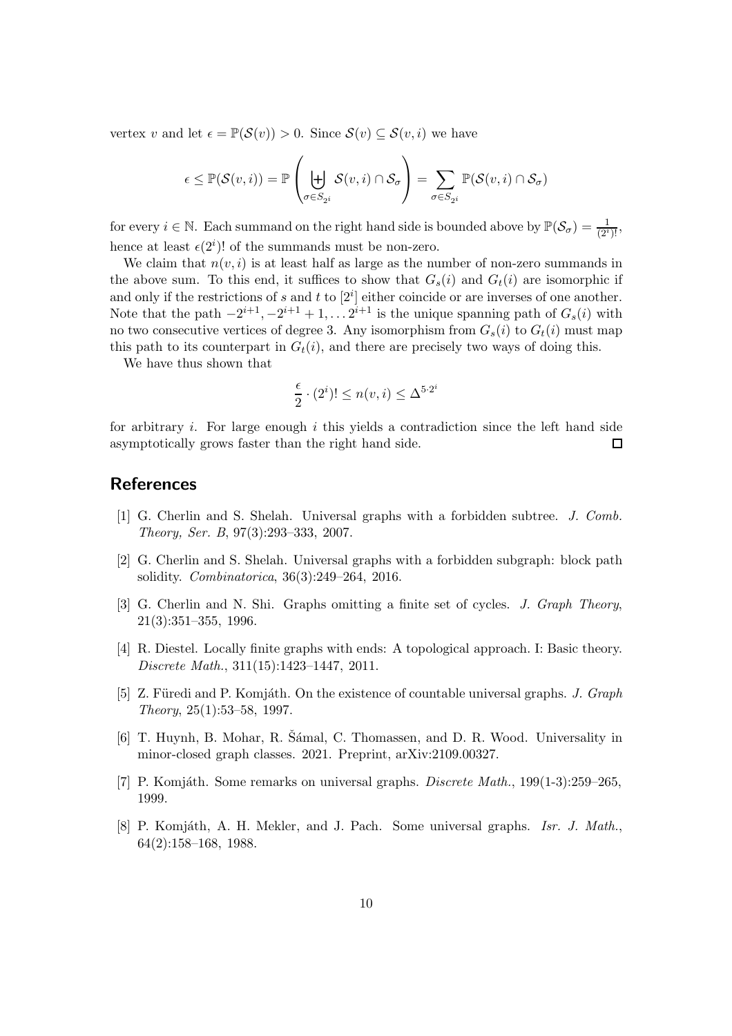vertex $v$ and let $\epsilon = \mathbb{P}(\mathcal{S}(v)) > 0$. Since $\mathcal{S}(v) \subseteq \mathcal{S}(v,i)$ we have

$$\epsilon \leq \mathbb{P}(\mathcal{S}(v,i)) = \mathbb{P}\left(\biguplus_{\sigma \in S_{2^i}} \mathcal{S}(v,i) \cap \mathcal{S}_\sigma\right) = \sum_{\sigma \in S_{2^i}} \mathbb{P}(\mathcal{S}(v,i) \cap \mathcal{S}_\sigma)$$

for every $i \in \mathbb{N}$. Each summand on the right hand side is bounded above by $\mathbb{P}(\mathcal{S}_\sigma) = \frac{1}{(2^i)!}$, hence at least $\epsilon(2^i)!$ of the summands must be non-zero.

We claim that $n(v,i)$ is at least half as large as the number of non-zero summands in the above sum. To this end, it suffices to show that $G_s(i)$ and $G_t(i)$ are isomorphic if and only if the restrictions of $s$ and $t$ to $[2^i]$ either coincide or are inverses of one another. Note that the path $-2^{i+1}, -2^{i+1}+1, \ldots 2^{i+1}$ is the unique spanning path of $G_s(i)$ with no two consecutive vertices of degree 3. Any isomorphism from $G_s(i)$ to $G_t(i)$ must map this path to its counterpart in $G_t(i)$, and there are precisely two ways of doing this.

We have thus shown that

$$\frac{\epsilon}{2} \cdot (2^i)! \leq n(v,i) \leq \Delta^{5 \cdot 2^i}$$

for arbitrary $i$. For large enough $i$ this yields a contradiction since the left hand side asymptotically grows faster than the right hand side. □

## References

[1] G. Cherlin and S. Shelah. Universal graphs with a forbidden subtree. *J. Comb. Theory, Ser. B*, 97(3):293–333, 2007.

[2] G. Cherlin and S. Shelah. Universal graphs with a forbidden subgraph: block path solidity. *Combinatorica*, 36(3):249–264, 2016.

[3] G. Cherlin and N. Shi. Graphs omitting a finite set of cycles. *J. Graph Theory*, 21(3):351–355, 1996.

[4] R. Diestel. Locally finite graphs with ends: A topological approach. I: Basic theory. *Discrete Math.*, 311(15):1423–1447, 2011.

[5] Z. Füredi and P. Komjáth. On the existence of countable universal graphs. *J. Graph Theory*, 25(1):53–58, 1997.

[6] T. Huynh, B. Mohar, R. Šámal, C. Thomassen, and D. R. Wood. Universality in minor-closed graph classes. 2021. Preprint, arXiv:2109.00327.

[7] P. Komjáth. Some remarks on universal graphs. *Discrete Math.*, 199(1-3):259–265, 1999.

[8] P. Komjáth, A. H. Mekler, and J. Pach. Some universal graphs. *Isr. J. Math.*, 64(2):158–168, 1988.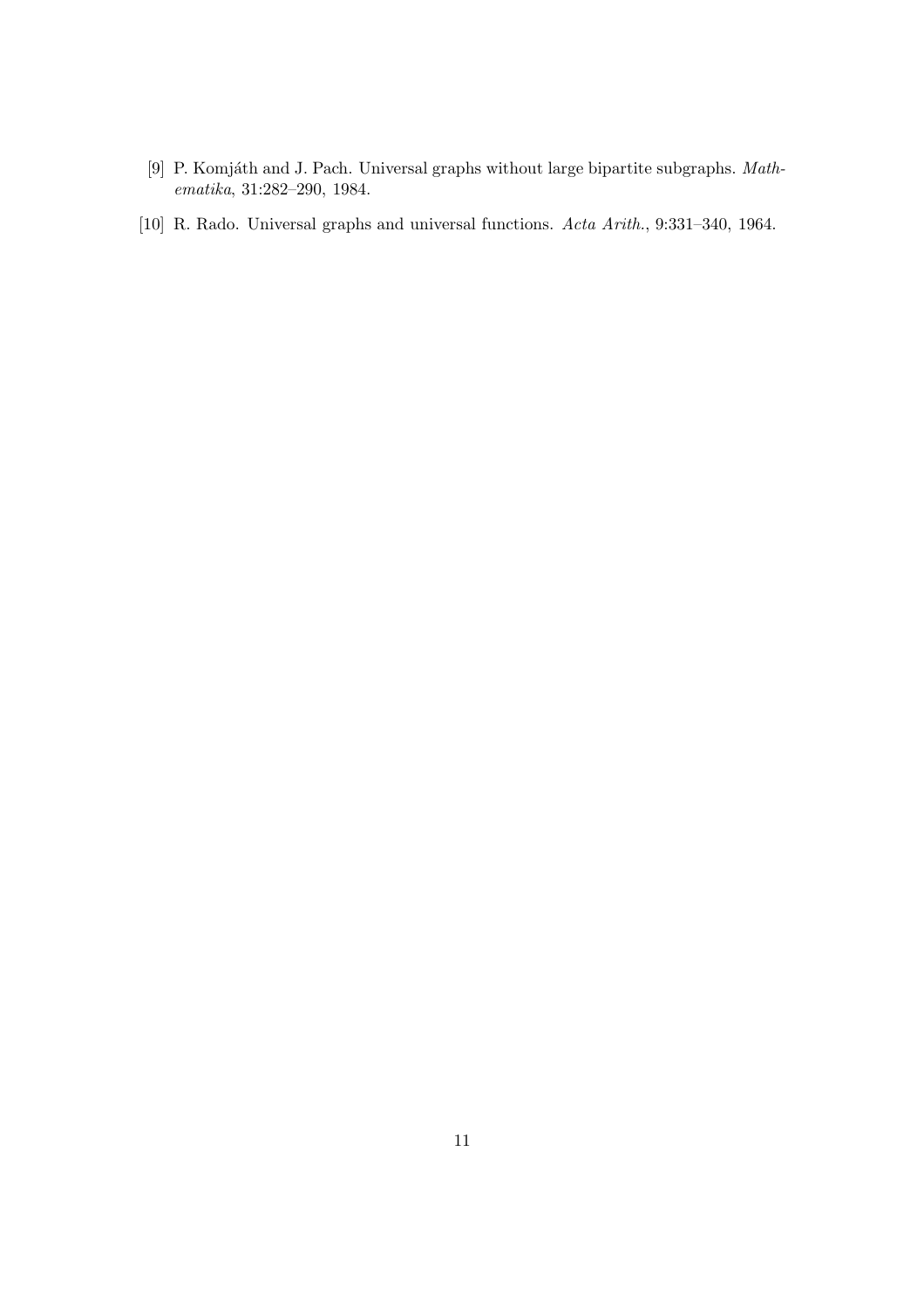[9] P. Komjáth and J. Pach. Universal graphs without large bipartite subgraphs. *Mathematika*, 31:282–290, 1984.

[10] R. Rado. Universal graphs and universal functions. *Acta Arith.*, 9:331–340, 1964.